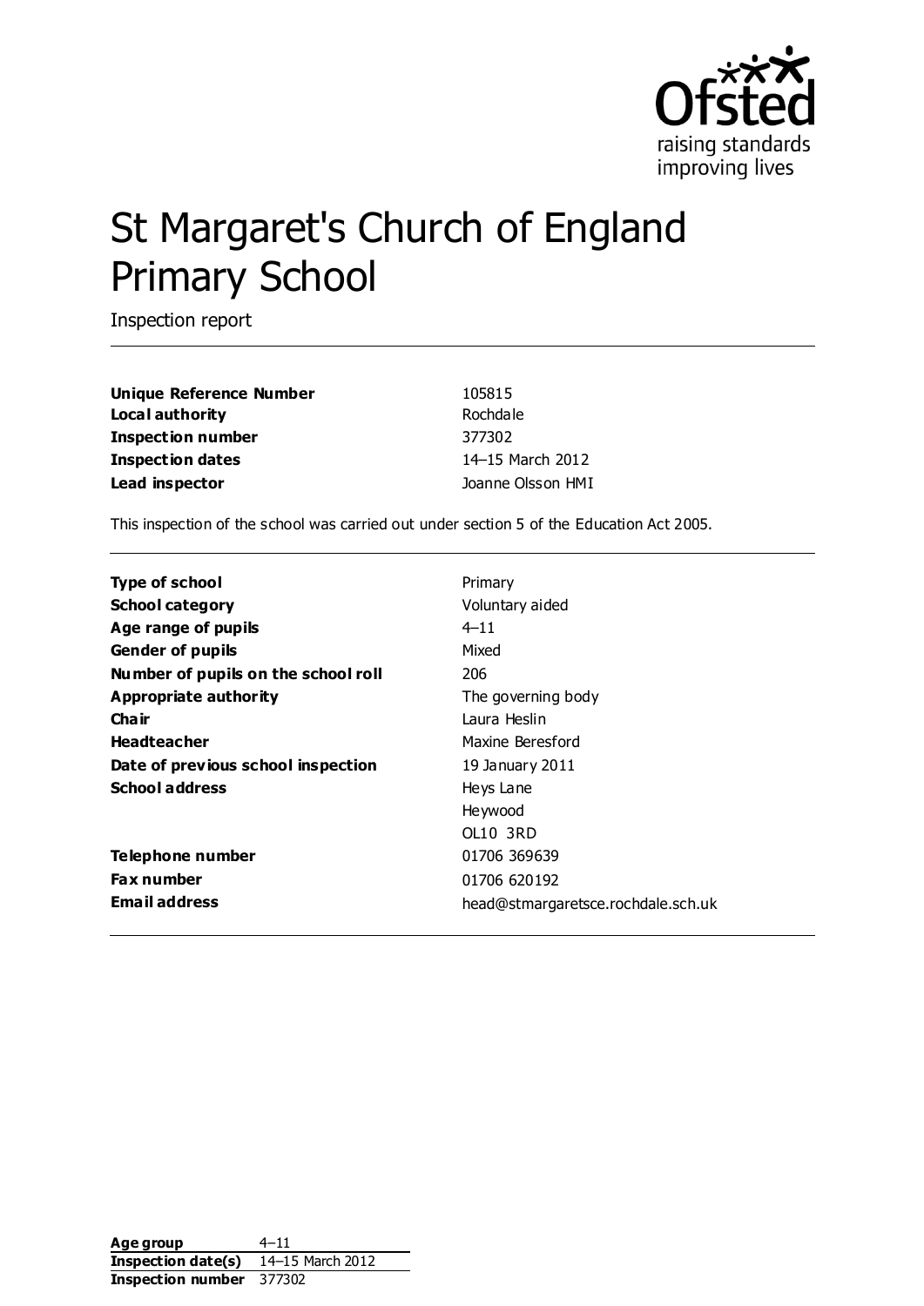# St Margaret's Church of England Primary School

Inspection report

| | |
|---|---|
| **Unique Reference Number** | 105815 |
| **Local authority** | Rochdale |
| **Inspection number** | 377302 |
| **Inspection dates** | 14–15 March 2012 |
| **Lead inspector** | Joanne Olsson HMI |

This inspection of the school was carried out under section 5 of the Education Act 2005.

| | |
|---|---|
| **Type of school** | Primary |
| **School category** | Voluntary aided |
| **Age range of pupils** | 4–11 |
| **Gender of pupils** | Mixed |
| **Number of pupils on the school roll** | 206 |
| **Appropriate authority** | The governing body |
| **Chair** | Laura Heslin |
| **Headteacher** | Maxine Beresford |
| **Date of previous school inspection** | 19 January 2011 |
| **School address** | Heys Lane<br>Heywood<br>OL10 3RD |
| **Telephone number** | 01706 369639 |
| **Fax number** | 01706 620192 |
| **Email address** | head@stmargaretsce.rochdale.sch.uk |

| | |
|---|---|
| **Age group** | 4–11 |
| **Inspection date(s)** | 14–15 March 2012 |
| **Inspection number** | 377302 |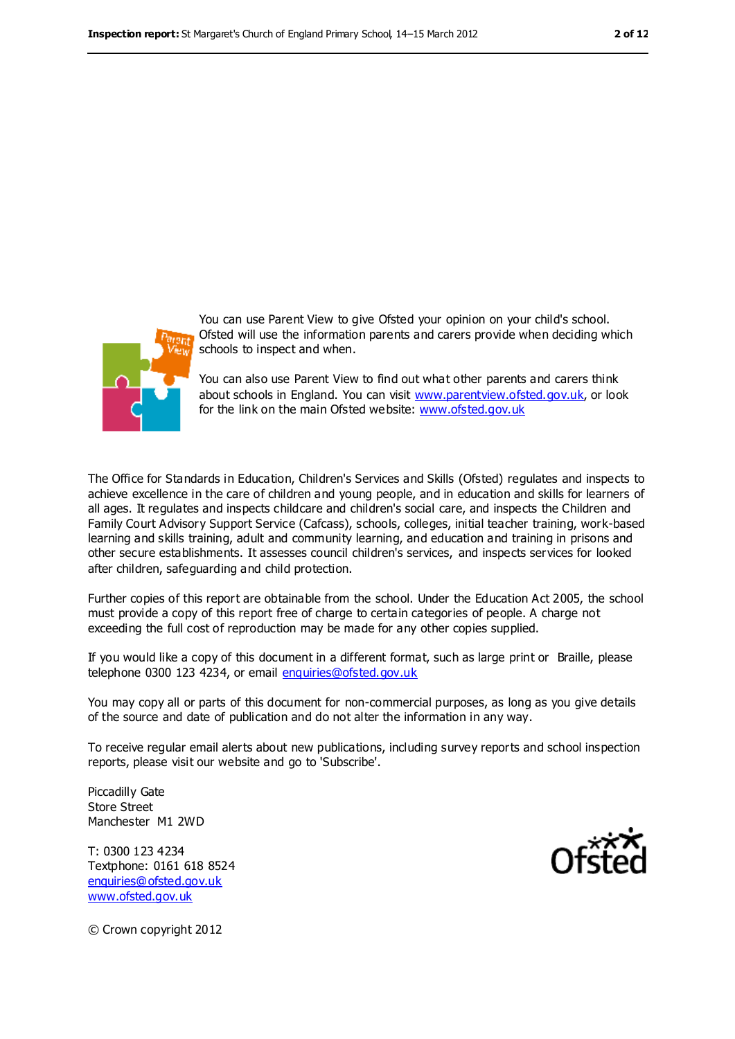You can use Parent View to give Ofsted your opinion on your child's school. Ofsted will use the information parents and carers provide when deciding which schools to inspect and when.

You can also use Parent View to find out what other parents and carers think about schools in England. You can visit www.parentview.ofsted.gov.uk, or look for the link on the main Ofsted website: www.ofsted.gov.uk

The Office for Standards in Education, Children's Services and Skills (Ofsted) regulates and inspects to achieve excellence in the care of children and young people, and in education and skills for learners of all ages. It regulates and inspects childcare and children's social care, and inspects the Children and Family Court Advisory Support Service (Cafcass), schools, colleges, initial teacher training, work-based learning and skills training, adult and community learning, and education and training in prisons and other secure establishments. It assesses council children's services, and inspects services for looked after children, safeguarding and child protection.

Further copies of this report are obtainable from the school. Under the Education Act 2005, the school must provide a copy of this report free of charge to certain categories of people. A charge not exceeding the full cost of reproduction may be made for any other copies supplied.

If you would like a copy of this document in a different format, such as large print or Braille, please telephone 0300 123 4234, or email enquiries@ofsted.gov.uk

You may copy all or parts of this document for non-commercial purposes, as long as you give details of the source and date of publication and do not alter the information in any way.

To receive regular email alerts about new publications, including survey reports and school inspection reports, please visit our website and go to 'Subscribe'.

Piccadilly Gate
Store Street
Manchester M1 2WD

T: 0300 123 4234
Textphone: 0161 618 8524
enquiries@ofsted.gov.uk
www.ofsted.gov.uk

© Crown copyright 2012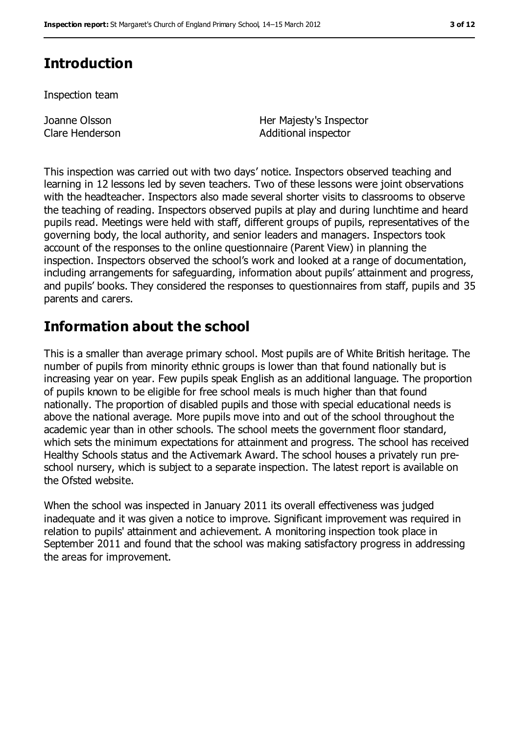## Introduction

Inspection team

| | |
|---|---|
| Joanne Olsson | Her Majesty's Inspector |
| Clare Henderson | Additional inspector |

This inspection was carried out with two days' notice. Inspectors observed teaching and learning in 12 lessons led by seven teachers. Two of these lessons were joint observations with the headteacher. Inspectors also made several shorter visits to classrooms to observe the teaching of reading. Inspectors observed pupils at play and during lunchtime and heard pupils read. Meetings were held with staff, different groups of pupils, representatives of the governing body, the local authority, and senior leaders and managers. Inspectors took account of the responses to the online questionnaire (Parent View) in planning the inspection. Inspectors observed the school's work and looked at a range of documentation, including arrangements for safeguarding, information about pupils' attainment and progress, and pupils' books. They considered the responses to questionnaires from staff, pupils and 35 parents and carers.

## Information about the school

This is a smaller than average primary school. Most pupils are of White British heritage. The number of pupils from minority ethnic groups is lower than that found nationally but is increasing year on year. Few pupils speak English as an additional language. The proportion of pupils known to be eligible for free school meals is much higher than that found nationally. The proportion of disabled pupils and those with special educational needs is above the national average. More pupils move into and out of the school throughout the academic year than in other schools. The school meets the government floor standard, which sets the minimum expectations for attainment and progress. The school has received Healthy Schools status and the Activemark Award. The school houses a privately run pre-school nursery, which is subject to a separate inspection. The latest report is available on the Ofsted website.

When the school was inspected in January 2011 its overall effectiveness was judged inadequate and it was given a notice to improve. Significant improvement was required in relation to pupils' attainment and achievement. A monitoring inspection took place in September 2011 and found that the school was making satisfactory progress in addressing the areas for improvement.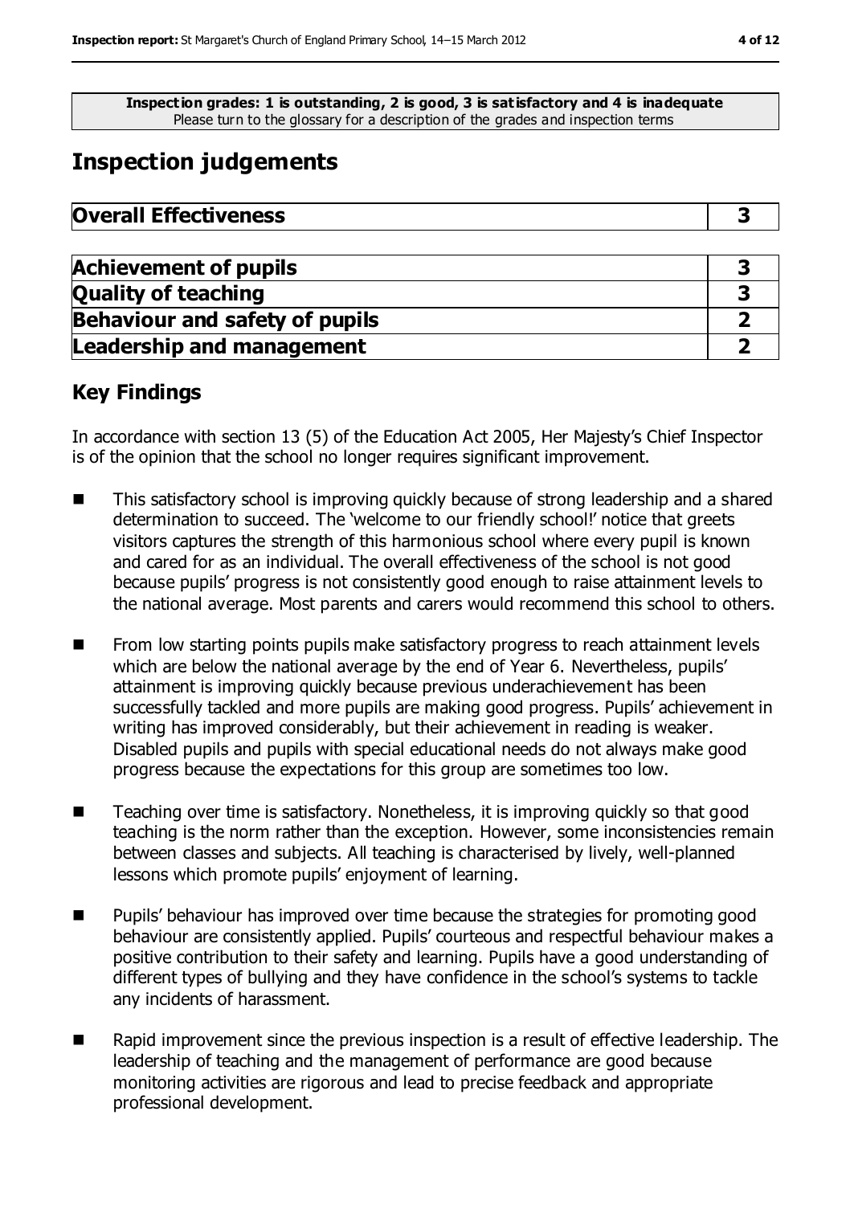**Inspection grades: 1 is outstanding, 2 is good, 3 is satisfactory and 4 is inadequate**
Please turn to the glossary for a description of the grades and inspection terms

## Inspection judgements

| **Overall Effectiveness** | **3** |
|---|---|

| **Achievement of pupils** | **3** |
|---|---|
| **Quality of teaching** | **3** |
| **Behaviour and safety of pupils** | **2** |
| **Leadership and management** | **2** |

### Key Findings

In accordance with section 13 (5) of the Education Act 2005, Her Majesty's Chief Inspector is of the opinion that the school no longer requires significant improvement.

- This satisfactory school is improving quickly because of strong leadership and a shared determination to succeed. The 'welcome to our friendly school!' notice that greets visitors captures the strength of this harmonious school where every pupil is known and cared for as an individual. The overall effectiveness of the school is not good because pupils' progress is not consistently good enough to raise attainment levels to the national average. Most parents and carers would recommend this school to others.
- From low starting points pupils make satisfactory progress to reach attainment levels which are below the national average by the end of Year 6. Nevertheless, pupils' attainment is improving quickly because previous underachievement has been successfully tackled and more pupils are making good progress. Pupils' achievement in writing has improved considerably, but their achievement in reading is weaker. Disabled pupils and pupils with special educational needs do not always make good progress because the expectations for this group are sometimes too low.
- Teaching over time is satisfactory. Nonetheless, it is improving quickly so that good teaching is the norm rather than the exception. However, some inconsistencies remain between classes and subjects. All teaching is characterised by lively, well-planned lessons which promote pupils' enjoyment of learning.
- Pupils' behaviour has improved over time because the strategies for promoting good behaviour are consistently applied. Pupils' courteous and respectful behaviour makes a positive contribution to their safety and learning. Pupils have a good understanding of different types of bullying and they have confidence in the school's systems to tackle any incidents of harassment.
- Rapid improvement since the previous inspection is a result of effective leadership. The leadership of teaching and the management of performance are good because monitoring activities are rigorous and lead to precise feedback and appropriate professional development.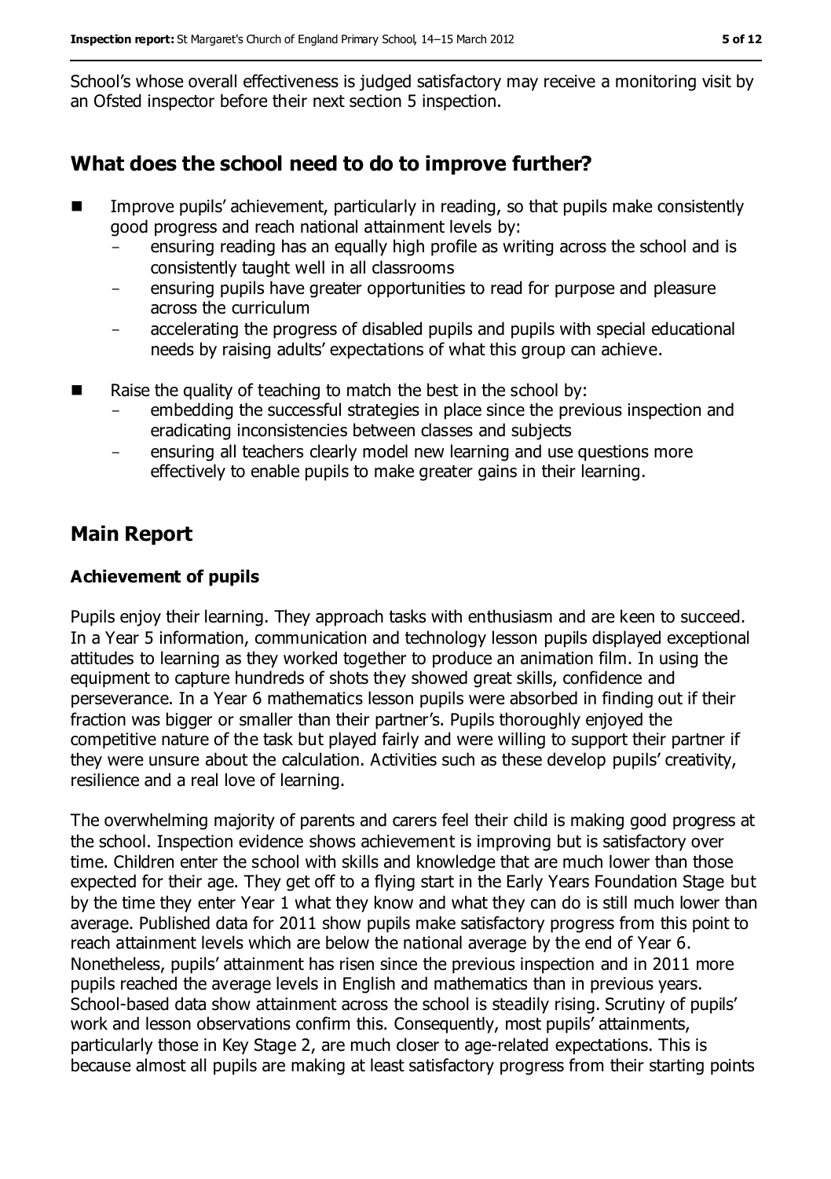School's whose overall effectiveness is judged satisfactory may receive a monitoring visit by an Ofsted inspector before their next section 5 inspection.

## What does the school need to do to improve further?

- Improve pupils' achievement, particularly in reading, so that pupils make consistently good progress and reach national attainment levels by:
  - ensuring reading has an equally high profile as writing across the school and is consistently taught well in all classrooms
  - ensuring pupils have greater opportunities to read for purpose and pleasure across the curriculum
  - accelerating the progress of disabled pupils and pupils with special educational needs by raising adults' expectations of what this group can achieve.
- Raise the quality of teaching to match the best in the school by:
  - embedding the successful strategies in place since the previous inspection and eradicating inconsistencies between classes and subjects
  - ensuring all teachers clearly model new learning and use questions more effectively to enable pupils to make greater gains in their learning.

## Main Report

### Achievement of pupils

Pupils enjoy their learning. They approach tasks with enthusiasm and are keen to succeed. In a Year 5 information, communication and technology lesson pupils displayed exceptional attitudes to learning as they worked together to produce an animation film. In using the equipment to capture hundreds of shots they showed great skills, confidence and perseverance. In a Year 6 mathematics lesson pupils were absorbed in finding out if their fraction was bigger or smaller than their partner's. Pupils thoroughly enjoyed the competitive nature of the task but played fairly and were willing to support their partner if they were unsure about the calculation. Activities such as these develop pupils' creativity, resilience and a real love of learning.

The overwhelming majority of parents and carers feel their child is making good progress at the school. Inspection evidence shows achievement is improving but is satisfactory over time. Children enter the school with skills and knowledge that are much lower than those expected for their age. They get off to a flying start in the Early Years Foundation Stage but by the time they enter Year 1 what they know and what they can do is still much lower than average. Published data for 2011 show pupils make satisfactory progress from this point to reach attainment levels which are below the national average by the end of Year 6. Nonetheless, pupils' attainment has risen since the previous inspection and in 2011 more pupils reached the average levels in English and mathematics than in previous years. School-based data show attainment across the school is steadily rising. Scrutiny of pupils' work and lesson observations confirm this. Consequently, most pupils' attainments, particularly those in Key Stage 2, are much closer to age-related expectations. This is because almost all pupils are making at least satisfactory progress from their starting points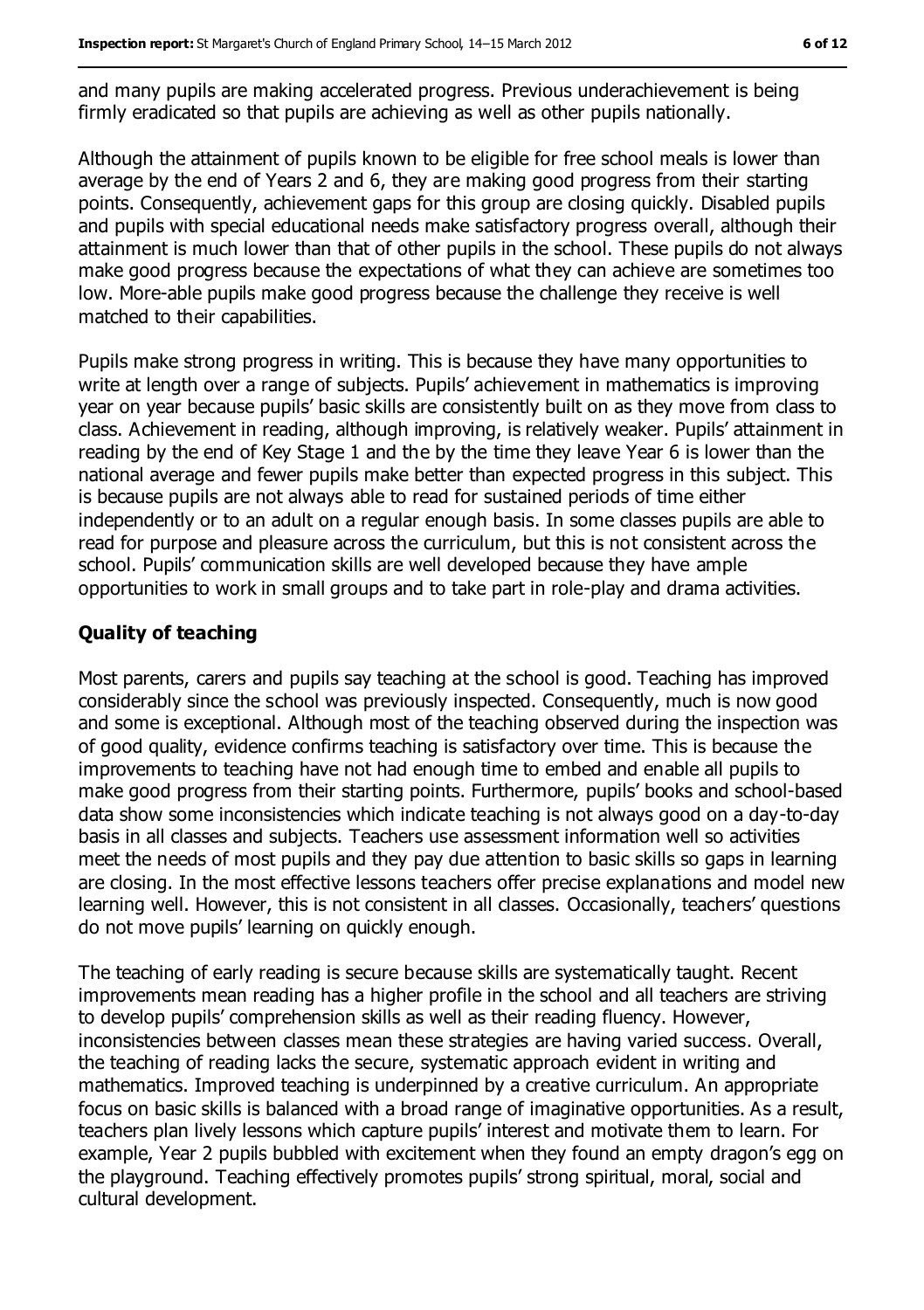and many pupils are making accelerated progress. Previous underachievement is being firmly eradicated so that pupils are achieving as well as other pupils nationally.

Although the attainment of pupils known to be eligible for free school meals is lower than average by the end of Years 2 and 6, they are making good progress from their starting points. Consequently, achievement gaps for this group are closing quickly. Disabled pupils and pupils with special educational needs make satisfactory progress overall, although their attainment is much lower than that of other pupils in the school. These pupils do not always make good progress because the expectations of what they can achieve are sometimes too low. More-able pupils make good progress because the challenge they receive is well matched to their capabilities.

Pupils make strong progress in writing. This is because they have many opportunities to write at length over a range of subjects. Pupils' achievement in mathematics is improving year on year because pupils' basic skills are consistently built on as they move from class to class. Achievement in reading, although improving, is relatively weaker. Pupils' attainment in reading by the end of Key Stage 1 and the by the time they leave Year 6 is lower than the national average and fewer pupils make better than expected progress in this subject. This is because pupils are not always able to read for sustained periods of time either independently or to an adult on a regular enough basis. In some classes pupils are able to read for purpose and pleasure across the curriculum, but this is not consistent across the school. Pupils' communication skills are well developed because they have ample opportunities to work in small groups and to take part in role-play and drama activities.

## Quality of teaching

Most parents, carers and pupils say teaching at the school is good. Teaching has improved considerably since the school was previously inspected. Consequently, much is now good and some is exceptional. Although most of the teaching observed during the inspection was of good quality, evidence confirms teaching is satisfactory over time. This is because the improvements to teaching have not had enough time to embed and enable all pupils to make good progress from their starting points. Furthermore, pupils' books and school-based data show some inconsistencies which indicate teaching is not always good on a day-to-day basis in all classes and subjects. Teachers use assessment information well so activities meet the needs of most pupils and they pay due attention to basic skills so gaps in learning are closing. In the most effective lessons teachers offer precise explanations and model new learning well. However, this is not consistent in all classes. Occasionally, teachers' questions do not move pupils' learning on quickly enough.

The teaching of early reading is secure because skills are systematically taught. Recent improvements mean reading has a higher profile in the school and all teachers are striving to develop pupils' comprehension skills as well as their reading fluency. However, inconsistencies between classes mean these strategies are having varied success. Overall, the teaching of reading lacks the secure, systematic approach evident in writing and mathematics. Improved teaching is underpinned by a creative curriculum. An appropriate focus on basic skills is balanced with a broad range of imaginative opportunities. As a result, teachers plan lively lessons which capture pupils' interest and motivate them to learn. For example, Year 2 pupils bubbled with excitement when they found an empty dragon's egg on the playground. Teaching effectively promotes pupils' strong spiritual, moral, social and cultural development.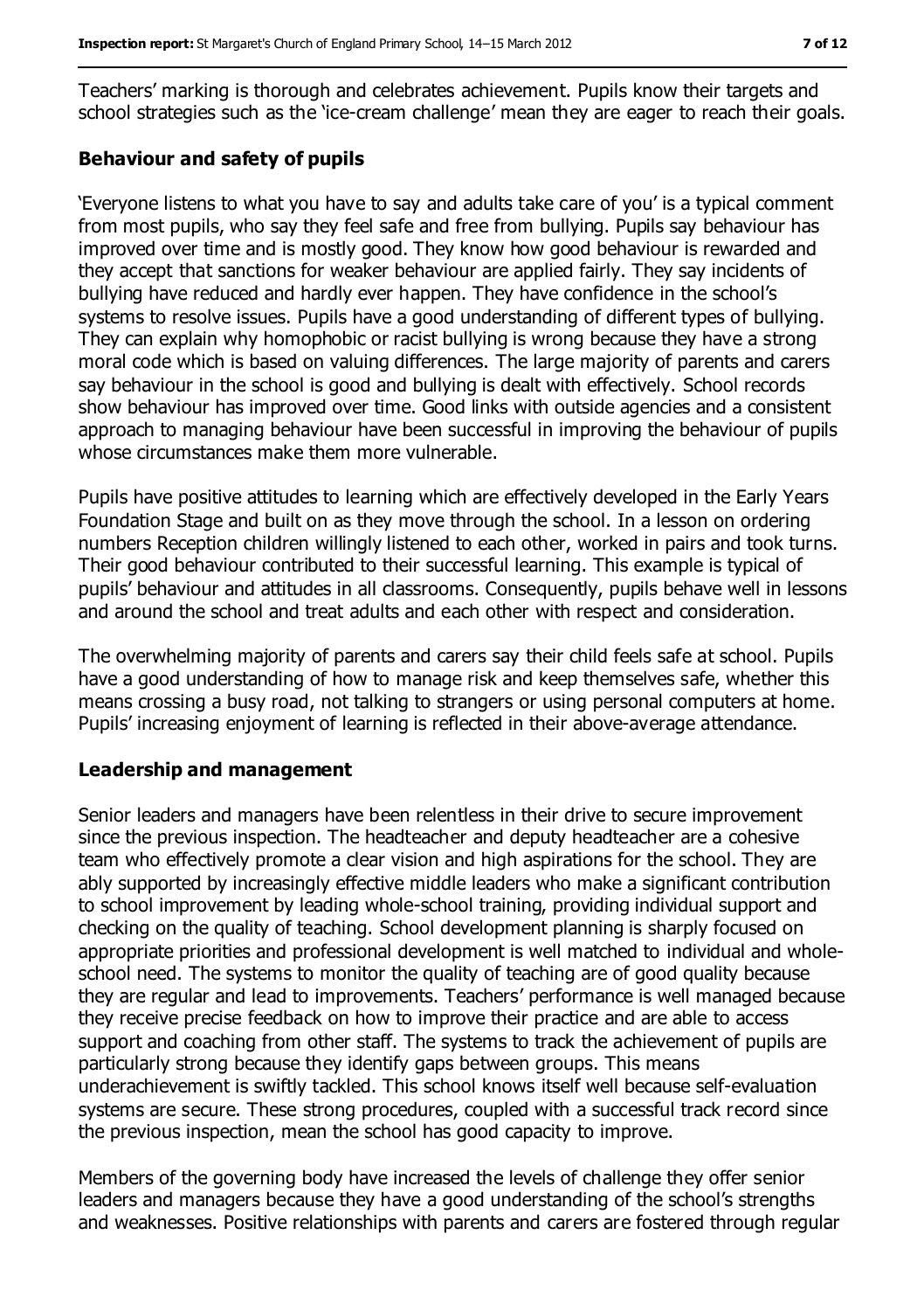Teachers' marking is thorough and celebrates achievement. Pupils know their targets and school strategies such as the 'ice-cream challenge' mean they are eager to reach their goals.

### Behaviour and safety of pupils

'Everyone listens to what you have to say and adults take care of you' is a typical comment from most pupils, who say they feel safe and free from bullying. Pupils say behaviour has improved over time and is mostly good. They know how good behaviour is rewarded and they accept that sanctions for weaker behaviour are applied fairly. They say incidents of bullying have reduced and hardly ever happen. They have confidence in the school's systems to resolve issues. Pupils have a good understanding of different types of bullying. They can explain why homophobic or racist bullying is wrong because they have a strong moral code which is based on valuing differences. The large majority of parents and carers say behaviour in the school is good and bullying is dealt with effectively. School records show behaviour has improved over time. Good links with outside agencies and a consistent approach to managing behaviour have been successful in improving the behaviour of pupils whose circumstances make them more vulnerable.

Pupils have positive attitudes to learning which are effectively developed in the Early Years Foundation Stage and built on as they move through the school. In a lesson on ordering numbers Reception children willingly listened to each other, worked in pairs and took turns. Their good behaviour contributed to their successful learning. This example is typical of pupils' behaviour and attitudes in all classrooms. Consequently, pupils behave well in lessons and around the school and treat adults and each other with respect and consideration.

The overwhelming majority of parents and carers say their child feels safe at school. Pupils have a good understanding of how to manage risk and keep themselves safe, whether this means crossing a busy road, not talking to strangers or using personal computers at home. Pupils' increasing enjoyment of learning is reflected in their above-average attendance.

### Leadership and management

Senior leaders and managers have been relentless in their drive to secure improvement since the previous inspection. The headteacher and deputy headteacher are a cohesive team who effectively promote a clear vision and high aspirations for the school. They are ably supported by increasingly effective middle leaders who make a significant contribution to school improvement by leading whole-school training, providing individual support and checking on the quality of teaching. School development planning is sharply focused on appropriate priorities and professional development is well matched to individual and whole-school need. The systems to monitor the quality of teaching are of good quality because they are regular and lead to improvements. Teachers' performance is well managed because they receive precise feedback on how to improve their practice and are able to access support and coaching from other staff. The systems to track the achievement of pupils are particularly strong because they identify gaps between groups. This means underachievement is swiftly tackled. This school knows itself well because self-evaluation systems are secure. These strong procedures, coupled with a successful track record since the previous inspection, mean the school has good capacity to improve.

Members of the governing body have increased the levels of challenge they offer senior leaders and managers because they have a good understanding of the school's strengths and weaknesses. Positive relationships with parents and carers are fostered through regular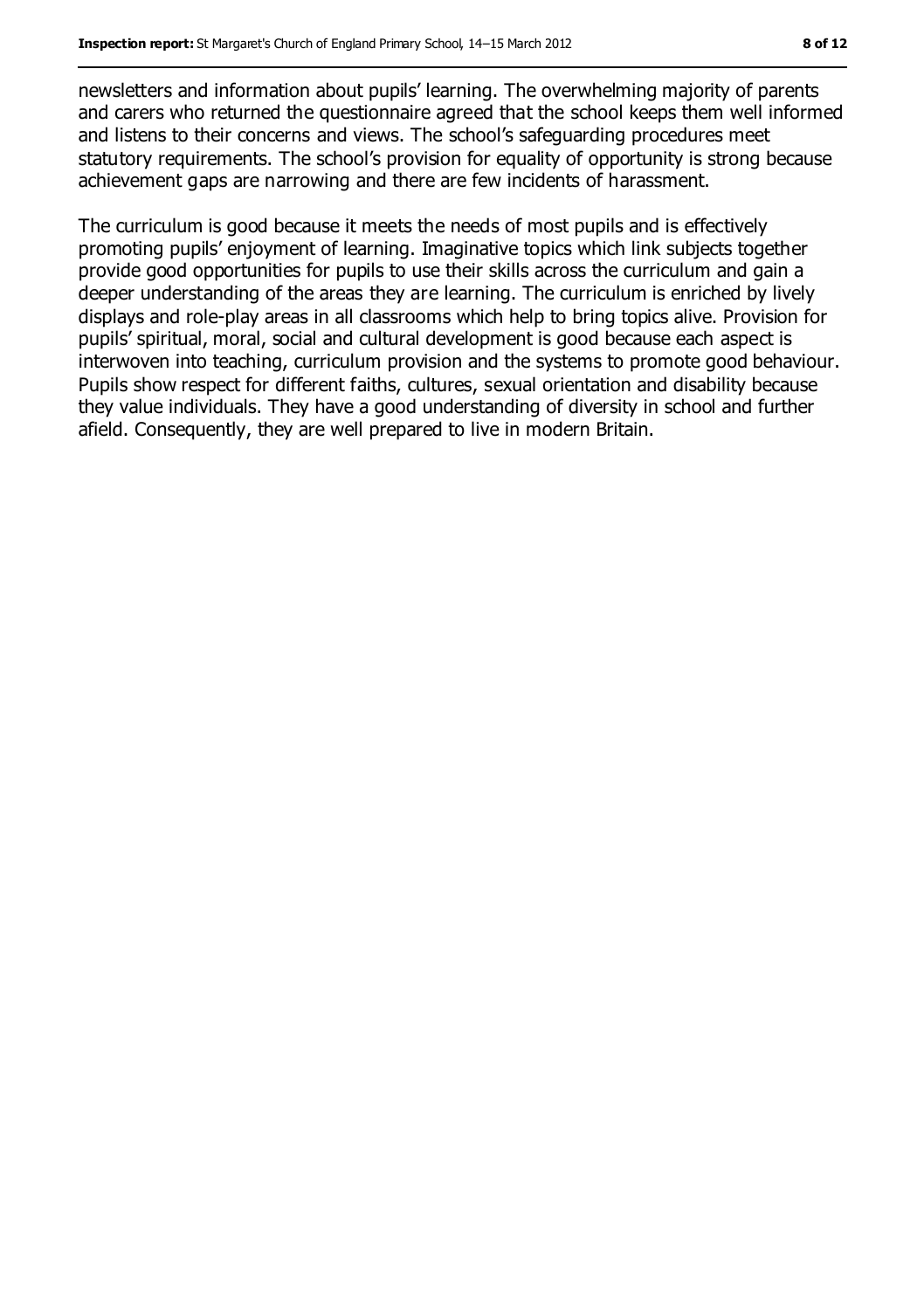newsletters and information about pupils' learning. The overwhelming majority of parents and carers who returned the questionnaire agreed that the school keeps them well informed and listens to their concerns and views. The school's safeguarding procedures meet statutory requirements. The school's provision for equality of opportunity is strong because achievement gaps are narrowing and there are few incidents of harassment.

The curriculum is good because it meets the needs of most pupils and is effectively promoting pupils' enjoyment of learning. Imaginative topics which link subjects together provide good opportunities for pupils to use their skills across the curriculum and gain a deeper understanding of the areas they are learning. The curriculum is enriched by lively displays and role-play areas in all classrooms which help to bring topics alive. Provision for pupils' spiritual, moral, social and cultural development is good because each aspect is interwoven into teaching, curriculum provision and the systems to promote good behaviour. Pupils show respect for different faiths, cultures, sexual orientation and disability because they value individuals. They have a good understanding of diversity in school and further afield. Consequently, they are well prepared to live in modern Britain.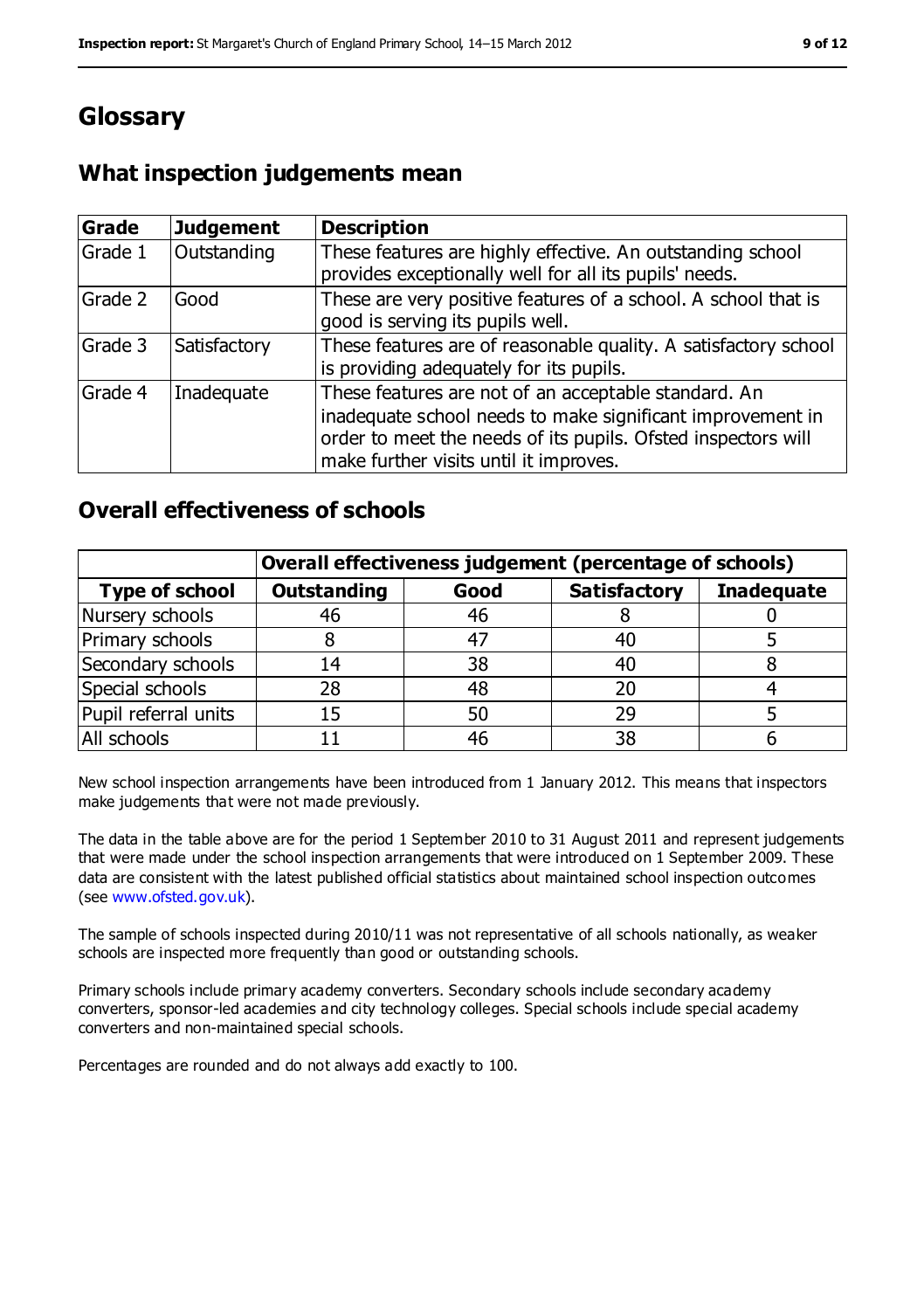# Glossary

## What inspection judgements mean

| Grade | Judgement | Description |
|---|---|---|
| Grade 1 | Outstanding | These features are highly effective. An outstanding school provides exceptionally well for all its pupils' needs. |
| Grade 2 | Good | These are very positive features of a school. A school that is good is serving its pupils well. |
| Grade 3 | Satisfactory | These features are of reasonable quality. A satisfactory school is providing adequately for its pupils. |
| Grade 4 | Inadequate | These features are not of an acceptable standard. An inadequate school needs to make significant improvement in order to meet the needs of its pupils. Ofsted inspectors will make further visits until it improves. |

## Overall effectiveness of schools

| | Overall effectiveness judgement (percentage of schools) | | | |
|---|---|---|---|---|
| **Type of school** | **Outstanding** | **Good** | **Satisfactory** | **Inadequate** |
| Nursery schools | 46 | 46 | 8 | 0 |
| Primary schools | 8 | 47 | 40 | 5 |
| Secondary schools | 14 | 38 | 40 | 8 |
| Special schools | 28 | 48 | 20 | 4 |
| Pupil referral units | 15 | 50 | 29 | 5 |
| All schools | 11 | 46 | 38 | 6 |

New school inspection arrangements have been introduced from 1 January 2012. This means that inspectors make judgements that were not made previously.

The data in the table above are for the period 1 September 2010 to 31 August 2011 and represent judgements that were made under the school inspection arrangements that were introduced on 1 September 2009. These data are consistent with the latest published official statistics about maintained school inspection outcomes (see www.ofsted.gov.uk).

The sample of schools inspected during 2010/11 was not representative of all schools nationally, as weaker schools are inspected more frequently than good or outstanding schools.

Primary schools include primary academy converters. Secondary schools include secondary academy converters, sponsor-led academies and city technology colleges. Special schools include special academy converters and non-maintained special schools.

Percentages are rounded and do not always add exactly to 100.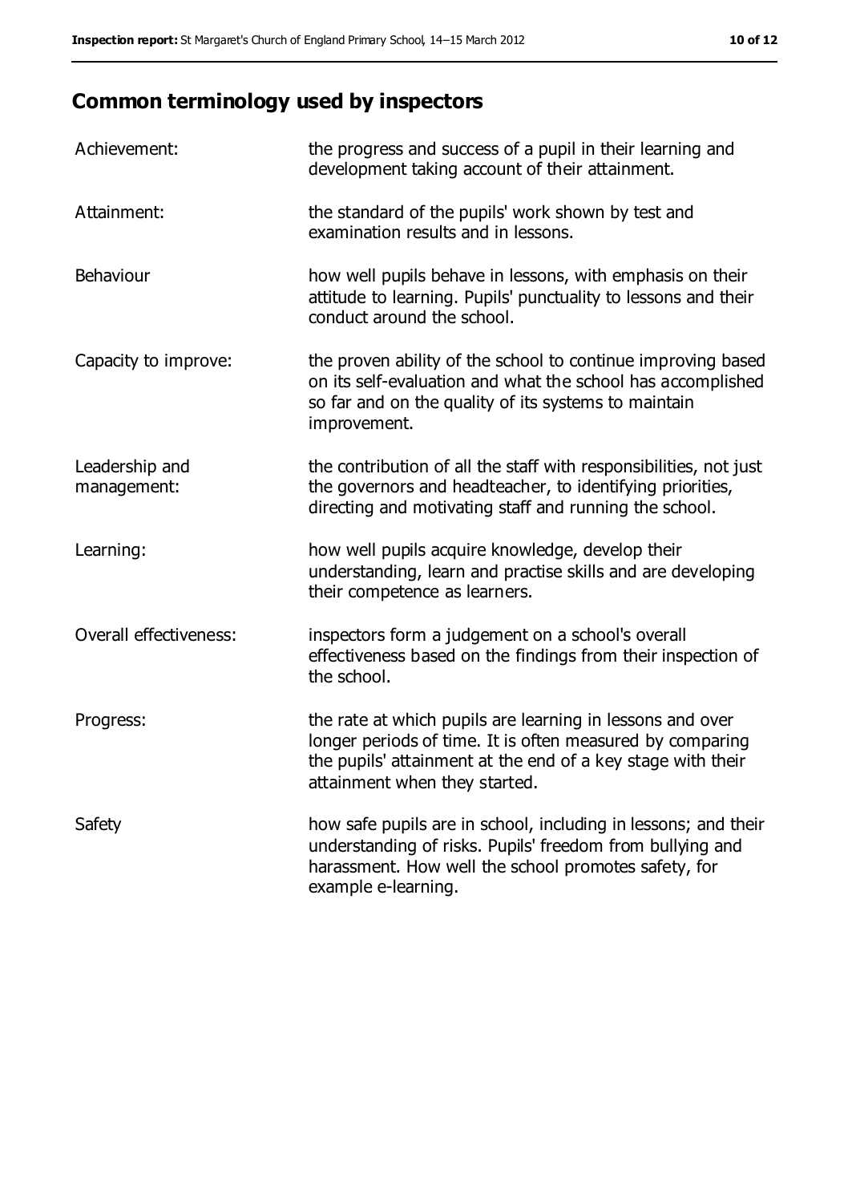## Common terminology used by inspectors

| | |
|---|---|
| Achievement: | the progress and success of a pupil in their learning and development taking account of their attainment. |
| Attainment: | the standard of the pupils' work shown by test and examination results and in lessons. |
| Behaviour | how well pupils behave in lessons, with emphasis on their attitude to learning. Pupils' punctuality to lessons and their conduct around the school. |
| Capacity to improve: | the proven ability of the school to continue improving based on its self-evaluation and what the school has accomplished so far and on the quality of its systems to maintain improvement. |
| Leadership and management: | the contribution of all the staff with responsibilities, not just the governors and headteacher, to identifying priorities, directing and motivating staff and running the school. |
| Learning: | how well pupils acquire knowledge, develop their understanding, learn and practise skills and are developing their competence as learners. |
| Overall effectiveness: | inspectors form a judgement on a school's overall effectiveness based on the findings from their inspection of the school. |
| Progress: | the rate at which pupils are learning in lessons and over longer periods of time. It is often measured by comparing the pupils' attainment at the end of a key stage with their attainment when they started. |
| Safety | how safe pupils are in school, including in lessons; and their understanding of risks. Pupils' freedom from bullying and harassment. How well the school promotes safety, for example e-learning. |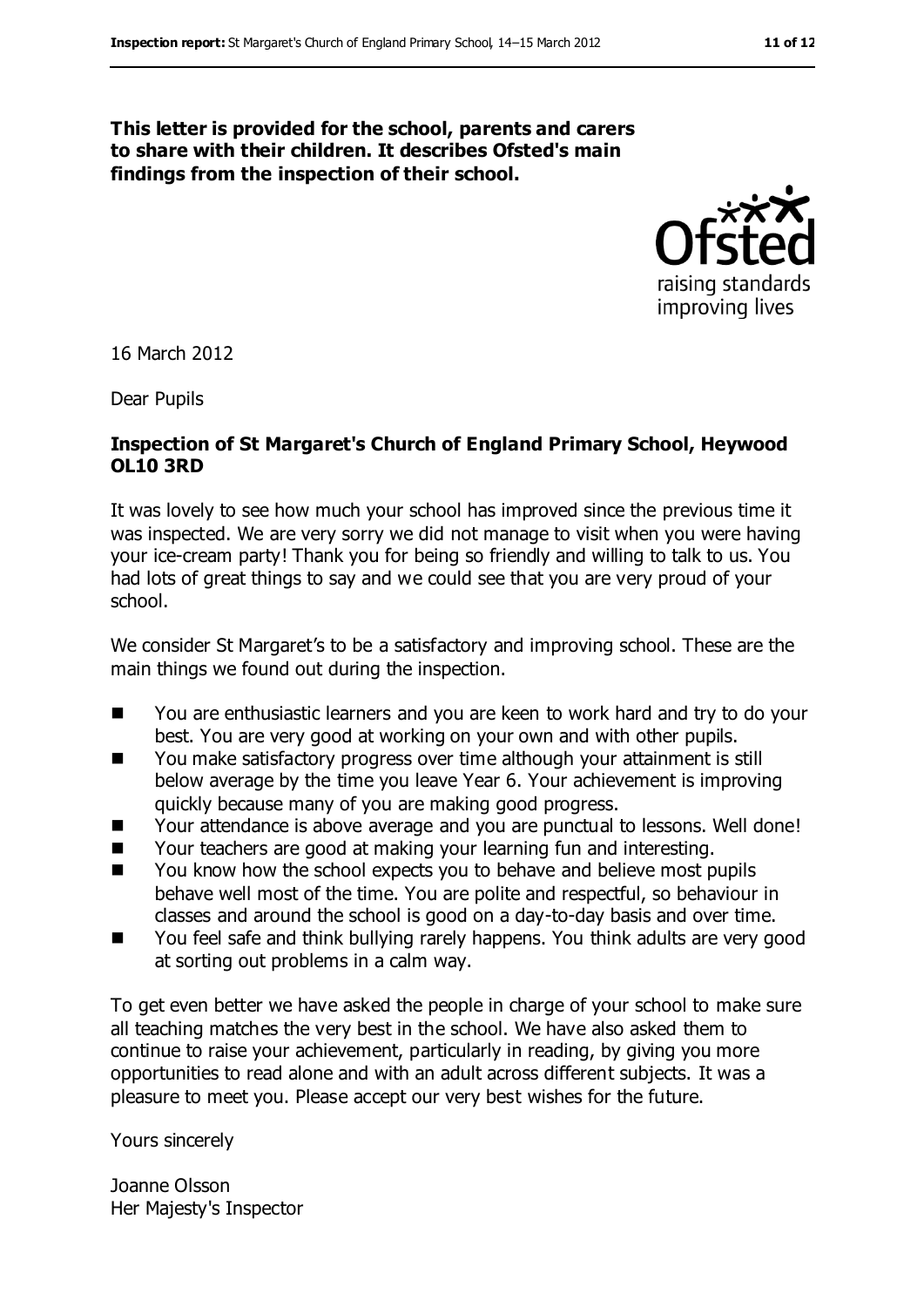**This letter is provided for the school, parents and carers to share with their children. It describes Ofsted's main findings from the inspection of their school.**

16 March 2012

Dear Pupils

**Inspection of St Margaret's Church of England Primary School, Heywood OL10 3RD**

It was lovely to see how much your school has improved since the previous time it was inspected. We are very sorry we did not manage to visit when you were having your ice-cream party! Thank you for being so friendly and willing to talk to us. You had lots of great things to say and we could see that you are very proud of your school.

We consider St Margaret's to be a satisfactory and improving school. These are the main things we found out during the inspection.

- You are enthusiastic learners and you are keen to work hard and try to do your best. You are very good at working on your own and with other pupils.
- You make satisfactory progress over time although your attainment is still below average by the time you leave Year 6. Your achievement is improving quickly because many of you are making good progress.
- Your attendance is above average and you are punctual to lessons. Well done!
- Your teachers are good at making your learning fun and interesting.
- You know how the school expects you to behave and believe most pupils behave well most of the time. You are polite and respectful, so behaviour in classes and around the school is good on a day-to-day basis and over time.
- You feel safe and think bullying rarely happens. You think adults are very good at sorting out problems in a calm way.

To get even better we have asked the people in charge of your school to make sure all teaching matches the very best in the school. We have also asked them to continue to raise your achievement, particularly in reading, by giving you more opportunities to read alone and with an adult across different subjects. It was a pleasure to meet you. Please accept our very best wishes for the future.

Yours sincerely

Joanne Olsson
Her Majesty's Inspector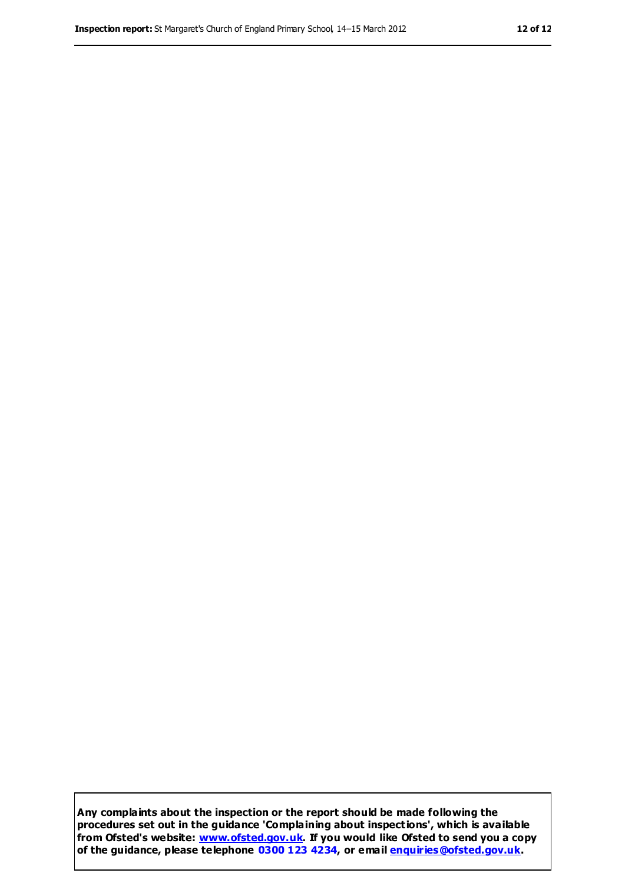**Any complaints about the inspection or the report should be made following the procedures set out in the guidance 'Complaining about inspections', which is available from Ofsted's website: www.ofsted.gov.uk. If you would like Ofsted to send you a copy of the guidance, please telephone 0300 123 4234, or email enquiries@ofsted.gov.uk.**